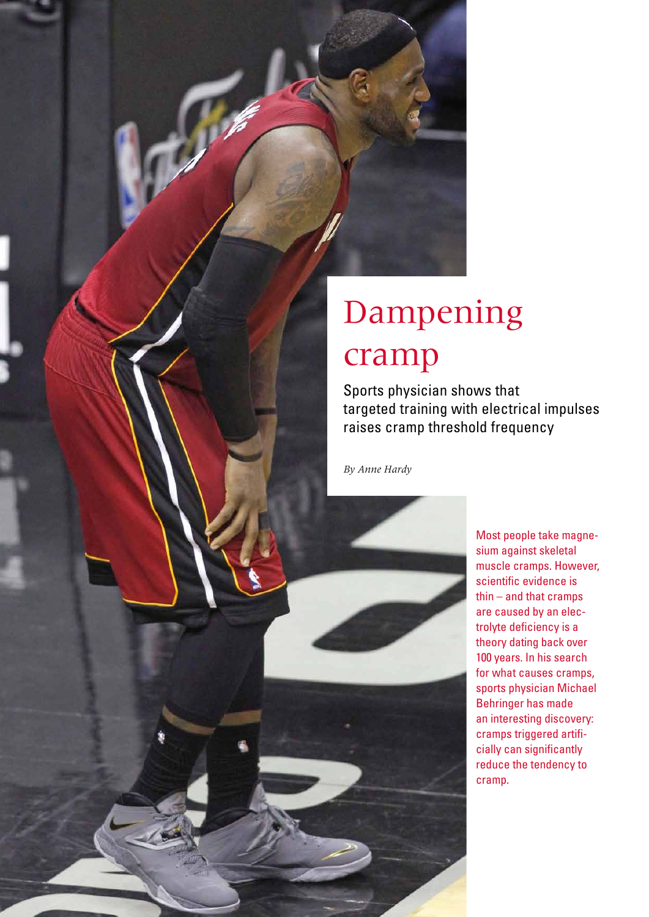# Dampening cramp

## Sports physician shows that targeted training with electrical impulses raises cramp threshold frequency

*By Anne Hardy*

Most people take magnesium against skeletal muscle cramps. However, scientific evidence is thin – and that cramps are caused by an electrolyte deficiency is a theory dating back over 100 years. In his search for what causes cramps, sports physician Michael Behringer has made an interesting discovery: cramps triggered artificially can significantly reduce the tendency to cramp.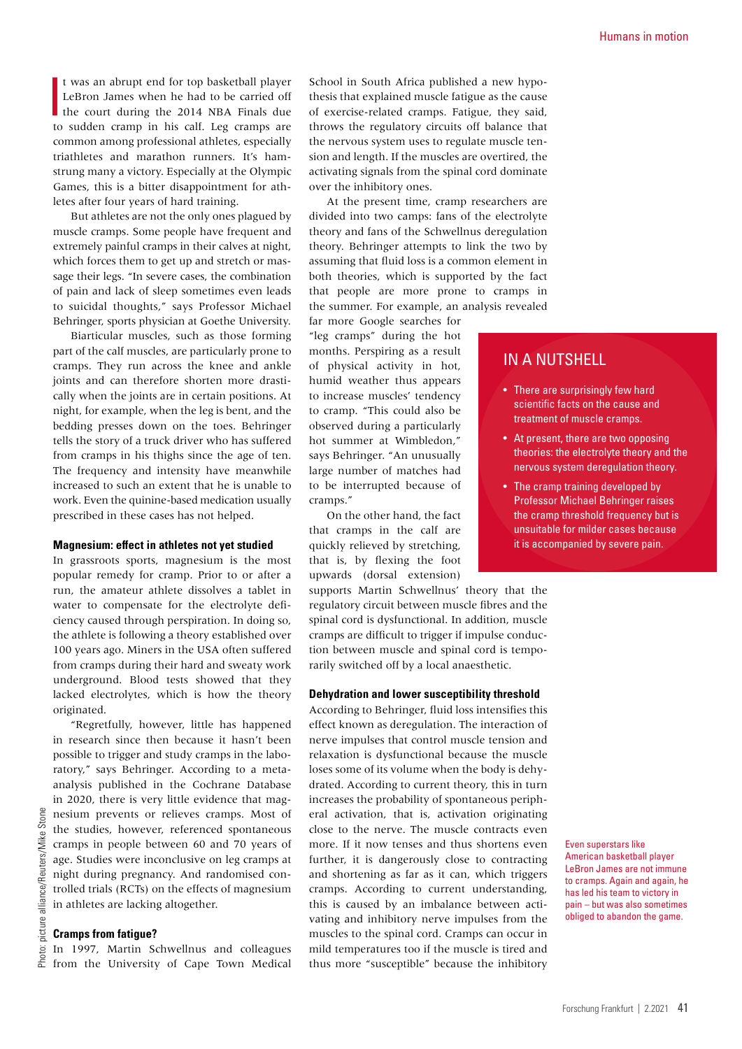It was an abrupt end for top basketball player LeBron James when he had to be carried off the court during the 2014 NBA Finals due to sudden cramp in his calf. Leg cramps are common among professional athletes, especially triathletes and marathon runners. It's hamstrung many a victory. Especially at the Olympic Games, this is a bitter disappointment for athletes after four years of hard training.

But athletes are not the only ones plagued by muscle cramps. Some people have frequent and extremely painful cramps in their calves at night, which forces them to get up and stretch or massage their legs. "In severe cases, the combination of pain and lack of sleep sometimes even leads to suicidal thoughts," says Professor Michael Behringer, sports physician at Goethe University.

Biarticular muscles, such as those forming part of the calf muscles, are particularly prone to cramps. They run across the knee and ankle joints and can therefore shorten more drastically when the joints are in certain positions. At night, for example, when the leg is bent, and the bedding presses down on the toes. Behringer tells the story of a truck driver who has suffered from cramps in his thighs since the age of ten. The frequency and intensity have meanwhile increased to such an extent that he is unable to work. Even the quinine-based medication usually prescribed in these cases has not helped.

### Magnesium: effect in athletes not yet studied

In grassroots sports, magnesium is the most popular remedy for cramp. Prior to or after a run, the amateur athlete dissolves a tablet in water to compensate for the electrolyte deficiency caused through perspiration. In doing so, the athlete is following a theory established over 100 years ago. Miners in the USA often suffered from cramps during their hard and sweaty work underground. Blood tests showed that they lacked electrolytes, which is how the theory originated.

"Regretfully, however, little has happened in research since then because it hasn't been possible to trigger and study cramps in the laboratory," says Behringer. According to a meta-analysis published in the Cochrane Database in 2020, there is very little evidence that magnesium prevents or relieves cramps. Most of the studies, however, referenced spontaneous cramps in people between 60 and 70 years of age. Studies were inconclusive on leg cramps at night during pregnancy. And randomised controlled trials (RCTs) on the effects of magnesium in athletes are lacking altogether.

### Cramps from fatigue?

In 1997, Martin Schwellnus and colleagues from the University of Cape Town Medical School in South Africa published a new hypothesis that explained muscle fatigue as the cause of exercise-related cramps. Fatigue, they said, throws the regulatory circuits off balance that the nervous system uses to regulate muscle tension and length. If the muscles are overtired, the activating signals from the spinal cord dominate over the inhibitory ones.

At the present time, cramp researchers are divided into two camps: fans of the electrolyte theory and fans of the Schwellnus deregulation theory. Behringer attempts to link the two by assuming that fluid loss is a common element in both theories, which is supported by the fact that people are more prone to cramps in the summer. For example, an analysis revealed far more Google searches for "leg cramps" during the hot months. Perspiring as a result of physical activity in hot, humid weather thus appears to increase muscles' tendency to cramp. "This could also be observed during a particularly hot summer at Wimbledon," says Behringer. "An unusually large number of matches had to be interrupted because of cramps."

On the other hand, the fact that cramps in the calf are quickly relieved by stretching, that is, by flexing the foot upwards (dorsal extension) supports Martin Schwellnus' theory that the regulatory circuit between muscle fibres and the spinal cord is dysfunctional. In addition, muscle cramps are difficult to trigger if impulse conduction between muscle and spinal cord is temporarily switched off by a local anaesthetic.

### Dehydration and lower susceptibility threshold

According to Behringer, fluid loss intensifies this effect known as deregulation. The interaction of nerve impulses that control muscle tension and relaxation is dysfunctional because the muscle loses some of its volume when the body is dehydrated. According to current theory, this in turn increases the probability of spontaneous peripheral activation, that is, activation originating close to the nerve. The muscle contracts even more. If it now tenses and thus shortens even further, it is dangerously close to contracting and shortening as far as it can, which triggers cramps. According to current understanding, this is caused by an imbalance between activating and inhibitory nerve impulses from the muscles to the spinal cord. Cramps can occur in mild temperatures too if the muscle is tired and thus more "susceptible" because the inhibitory

## IN A NUTSHELL

- There are surprisingly few hard scientific facts on the cause and treatment of muscle cramps.
- At present, there are two opposing theories: the electrolyte theory and the nervous system deregulation theory.
- The cramp training developed by Professor Michael Behringer raises the cramp threshold frequency but is unsuitable for milder cases because it is accompanied by severe pain.

Even superstars like American basketball player LeBron James are not immune to cramps. Again and again, he has led his team to victory in pain – but was also sometimes obliged to abandon the game.

Photo: picture alliance/Reuters/Mike Stone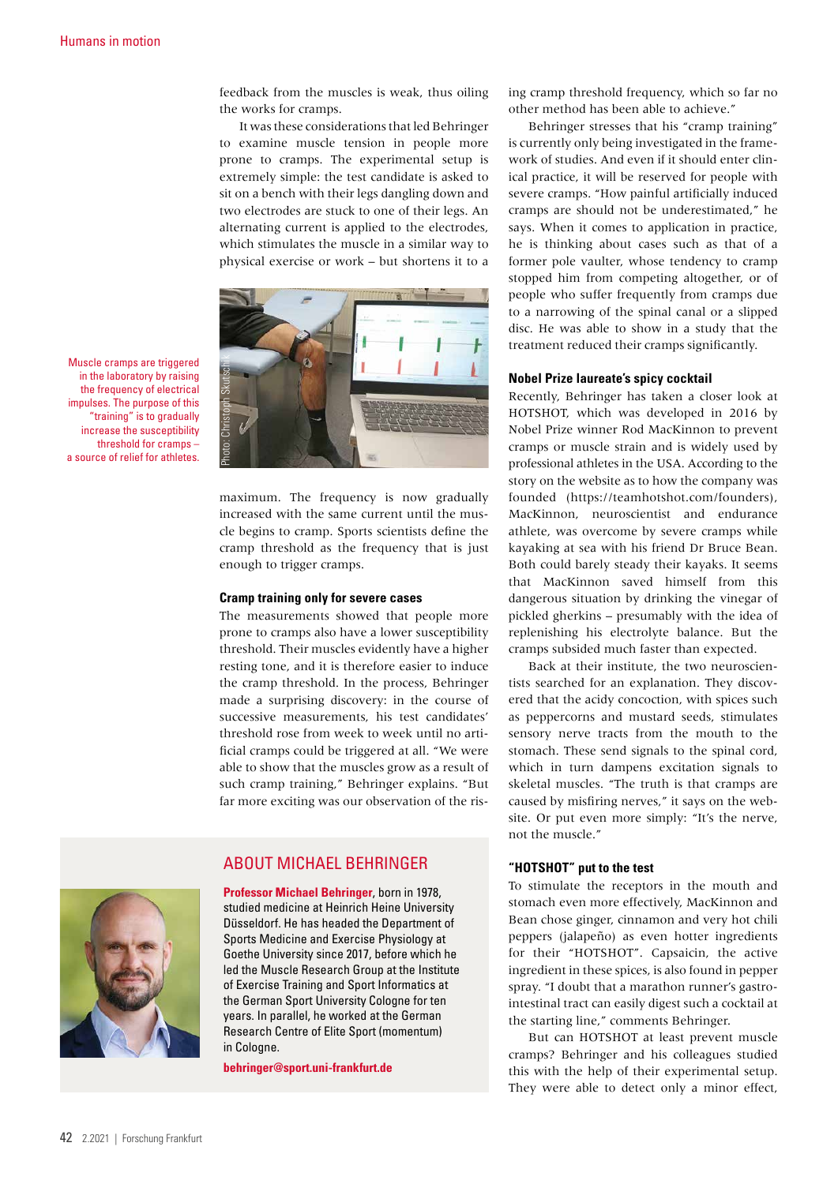feedback from the muscles is weak, thus oiling the works for cramps.

It was these considerations that led Behringer to examine muscle tension in people more prone to cramps. The experimental setup is extremely simple: the test candidate is asked to sit on a bench with their legs dangling down and two electrodes are stuck to one of their legs. An alternating current is applied to the electrodes, which stimulates the muscle in a similar way to physical exercise or work – but shortens it to a maximum. The frequency is now gradually increased with the same current until the muscle begins to cramp. Sports scientists define the cramp threshold as the frequency that is just enough to trigger cramps.

Muscle cramps are triggered in the laboratory by raising the frequency of electrical impulses. The purpose of this "training" is to gradually increase the susceptibility threshold for cramps – a source of relief for athletes.

Photo: Christoph Skutschik

### Cramp training only for severe cases

The measurements showed that people more prone to cramps also have a lower susceptibility threshold. Their muscles evidently have a higher resting tone, and it is therefore easier to induce the cramp threshold. In the process, Behringer made a surprising discovery: in the course of successive measurements, his test candidates' threshold rose from week to week until no artificial cramps could be triggered at all. "We were able to show that the muscles grow as a result of such cramp training," Behringer explains. "But far more exciting was our observation of the rising cramp threshold frequency, which so far no other method has been able to achieve."

Behringer stresses that his "cramp training" is currently only being investigated in the framework of studies. And even if it should enter clinical practice, it will be reserved for people with severe cramps. "How painful artificially induced cramps are should not be underestimated," he says. When it comes to application in practice, he is thinking about cases such as that of a former pole vaulter, whose tendency to cramp stopped him from competing altogether, or of people who suffer frequently from cramps due to a narrowing of the spinal canal or a slipped disc. He was able to show in a study that the treatment reduced their cramps significantly.

### Nobel Prize laureate's spicy cocktail

Recently, Behringer has taken a closer look at HOTSHOT, which was developed in 2016 by Nobel Prize winner Rod MacKinnon to prevent cramps or muscle strain and is widely used by professional athletes in the USA. According to the story on the website as to how the company was founded (https://teamhotshot.com/founders), MacKinnon, neuroscientist and endurance athlete, was overcome by severe cramps while kayaking at sea with his friend Dr Bruce Bean. Both could barely steady their kayaks. It seems that MacKinnon saved himself from this dangerous situation by drinking the vinegar of pickled gherkins – presumably with the idea of replenishing his electrolyte balance. But the cramps subsided much faster than expected.

Back at their institute, the two neuroscientists searched for an explanation. They discovered that the acidy concoction, with spices such as peppercorns and mustard seeds, stimulates sensory nerve tracts from the mouth to the stomach. These send signals to the spinal cord, which in turn dampens excitation signals to skeletal muscles. "The truth is that cramps are caused by misfiring nerves," it says on the website. Or put even more simply: "It's the nerve, not the muscle."

### "HOTSHOT" put to the test

To stimulate the receptors in the mouth and stomach even more effectively, MacKinnon and Bean chose ginger, cinnamon and very hot chili peppers (jalapeño) as even hotter ingredients for their "HOTSHOT". Capsaicin, the active ingredient in these spices, is also found in pepper spray. "I doubt that a marathon runner's gastrointestinal tract can easily digest such a cocktail at the starting line," comments Behringer.

But can HOTSHOT at least prevent muscle cramps? Behringer and his colleagues studied this with the help of their experimental setup. They were able to detect only a minor effect,

## ABOUT MICHAEL BEHRINGER

**Professor Michael Behringer**, born in 1978, studied medicine at Heinrich Heine University Düsseldorf. He has headed the Department of Sports Medicine and Exercise Physiology at Goethe University since 2017, before which he led the Muscle Research Group at the Institute of Exercise Training and Sport Informatics at the German Sport University Cologne for ten years. In parallel, he worked at the German Research Centre of Elite Sport (momentum) in Cologne.

**behringer@sport.uni-frankfurt.de**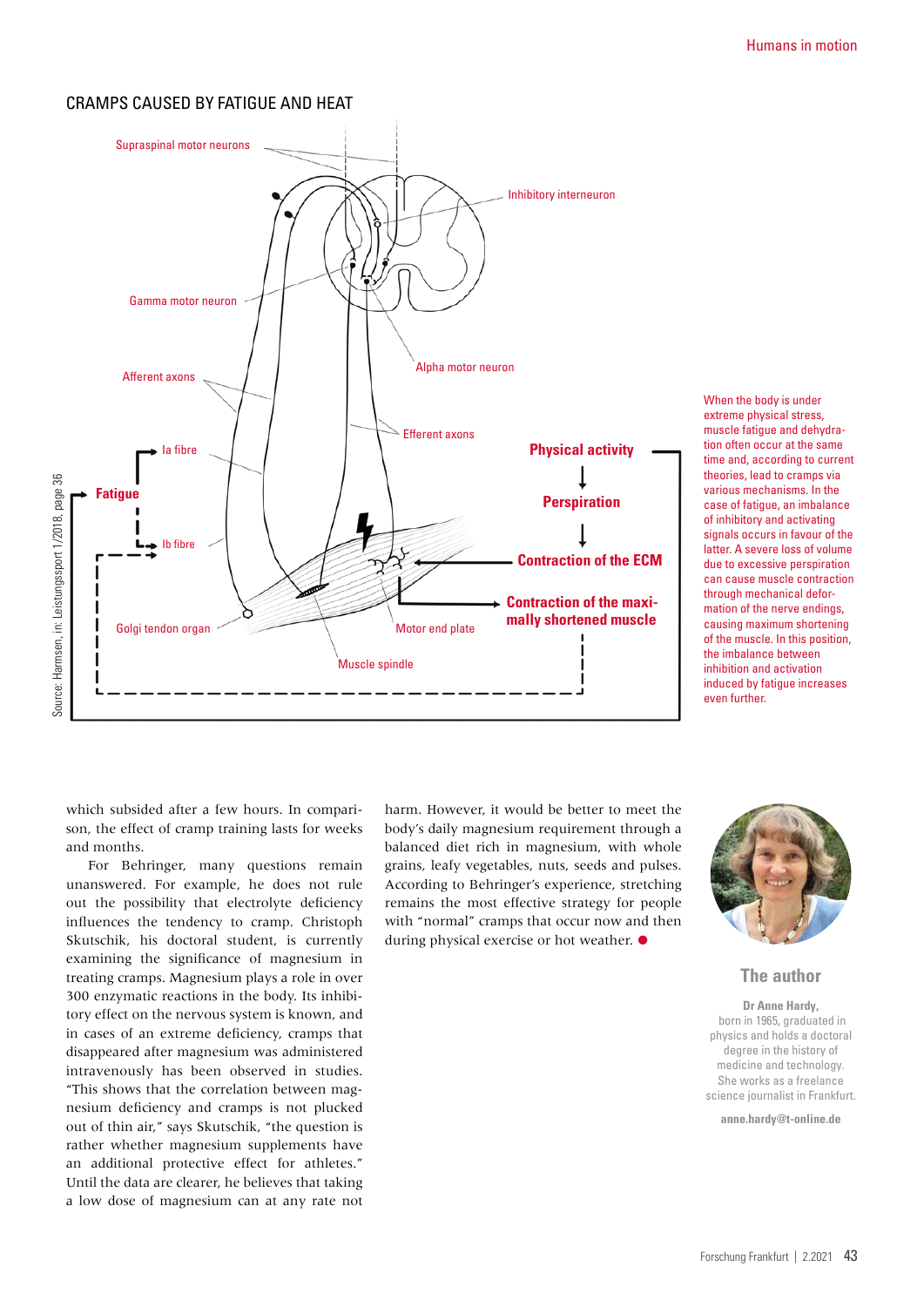## CRAMPS CAUSED BY FATIGUE AND HEAT

Supraspinal motor neurons

Inhibitory interneuron

Gamma motor neuron

Alpha motor neuron

Afferent axons

Efferent axons

Ia fibre

Fatigue

Ib fibre

Physical activity

Perspiration

Contraction of the ECM

Contraction of the maximally shortened muscle

Golgi tendon organ

Motor end plate

Muscle spindle

Source: Harmsen, in: Leistungssport 1/2018, page 36

When the body is under extreme physical stress, muscle fatigue and dehydration often occur at the same time and, according to current theories, lead to cramps via various mechanisms. In the case of fatigue, an imbalance of inhibitory and activating signals occurs in favour of the latter. A severe loss of volume due to excessive perspiration can cause muscle contraction through mechanical deformation of the nerve endings, causing maximum shortening of the muscle. In this position, the imbalance between inhibition and activation induced by fatigue increases even further.

which subsided after a few hours. In comparison, the effect of cramp training lasts for weeks and months.

For Behringer, many questions remain unanswered. For example, he does not rule out the possibility that electrolyte deficiency influences the tendency to cramp. Christoph Skutschik, his doctoral student, is currently examining the significance of magnesium in treating cramps. Magnesium plays a role in over 300 enzymatic reactions in the body. Its inhibitory effect on the nervous system is known, and in cases of an extreme deficiency, cramps that disappeared after magnesium was administered intravenously has been observed in studies. "This shows that the correlation between magnesium deficiency and cramps is not plucked out of thin air," says Skutschik, "the question is rather whether magnesium supplements have an additional protective effect for athletes." Until the data are clearer, he believes that taking a low dose of magnesium can at any rate not harm. However, it would be better to meet the body's daily magnesium requirement through a balanced diet rich in magnesium, with whole grains, leafy vegetables, nuts, seeds and pulses. According to Behringer's experience, stretching remains the most effective strategy for people with "normal" cramps that occur now and then during physical exercise or hot weather. ●

### The author

**Dr Anne Hardy,**
born in 1965, graduated in physics and holds a doctoral degree in the history of medicine and technology. She works as a freelance science journalist in Frankfurt.

**anne.hardy@t-online.de**